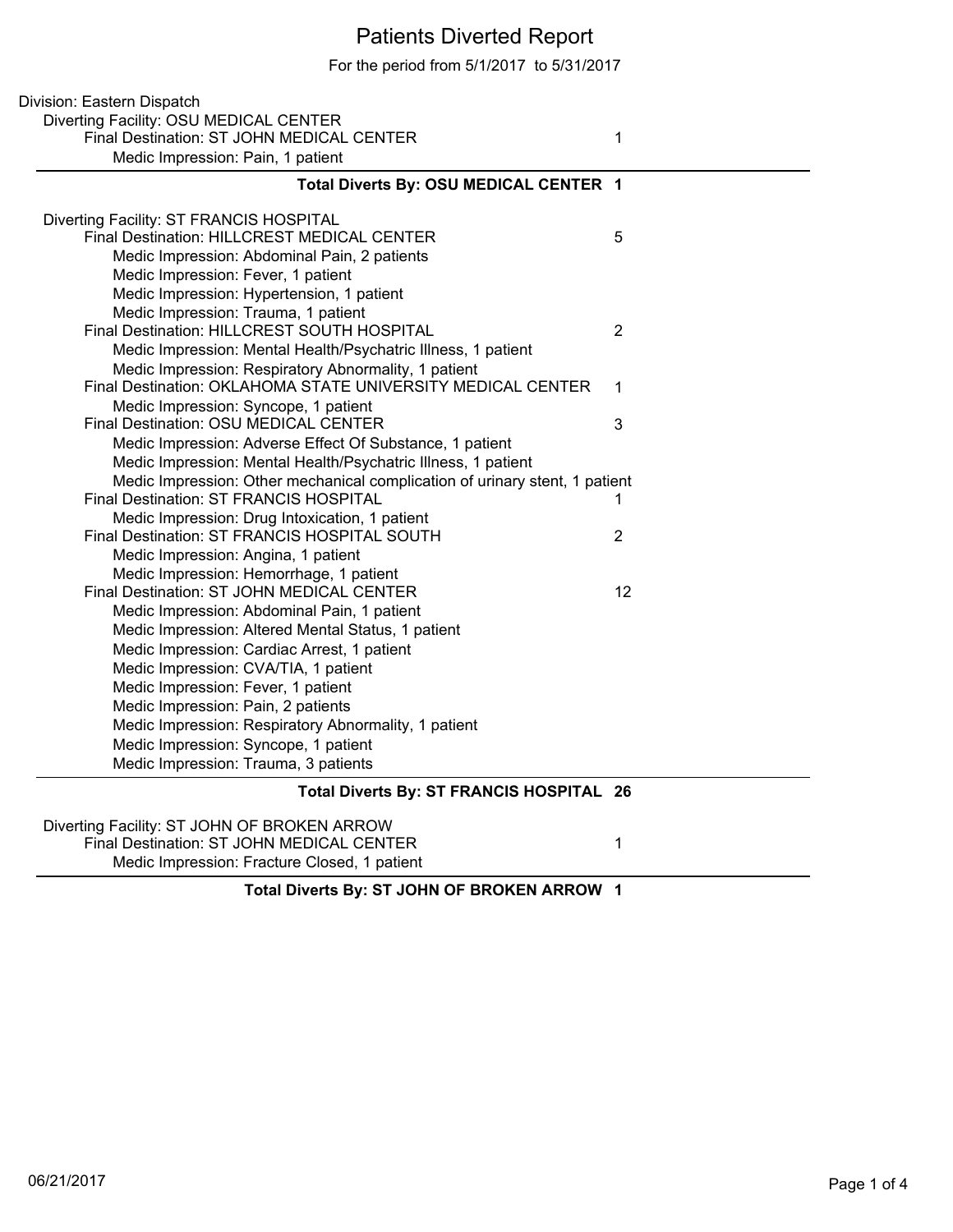# Patients Diverted Report

For the period from 5/1/2017 to 5/31/2017

Division: Eastern Dispatch

Diverting Facility: OSU MEDICAL CENTER

| | |
|---|---|
| Final Destination: ST JOHN MEDICAL CENTER | 1 |
| Medic Impression: Pain, 1 patient | |

**Total Diverts By: OSU MEDICAL CENTER 1**

Diverting Facility: ST FRANCIS HOSPITAL

| | |
|---|---|
| Final Destination: HILLCREST MEDICAL CENTER | 5 |
| Medic Impression: Abdominal Pain, 2 patients | |
| Medic Impression: Fever, 1 patient | |
| Medic Impression: Hypertension, 1 patient | |
| Medic Impression: Trauma, 1 patient | |
| Final Destination: HILLCREST SOUTH HOSPITAL | 2 |
| Medic Impression: Mental Health/Psychatric Illness, 1 patient | |
| Medic Impression: Respiratory Abnormality, 1 patient | |
| Final Destination: OKLAHOMA STATE UNIVERSITY MEDICAL CENTER | 1 |
| Medic Impression: Syncope, 1 patient | |
| Final Destination: OSU MEDICAL CENTER | 3 |
| Medic Impression: Adverse Effect Of Substance, 1 patient | |
| Medic Impression: Mental Health/Psychatric Illness, 1 patient | |
| Medic Impression: Other mechanical complication of urinary stent, 1 patient | |
| Final Destination: ST FRANCIS HOSPITAL | 1 |
| Medic Impression: Drug Intoxication, 1 patient | |
| Final Destination: ST FRANCIS HOSPITAL SOUTH | 2 |
| Medic Impression: Angina, 1 patient | |
| Medic Impression: Hemorrhage, 1 patient | |
| Final Destination: ST JOHN MEDICAL CENTER | 12 |
| Medic Impression: Abdominal Pain, 1 patient | |
| Medic Impression: Altered Mental Status, 1 patient | |
| Medic Impression: Cardiac Arrest, 1 patient | |
| Medic Impression: CVA/TIA, 1 patient | |
| Medic Impression: Fever, 1 patient | |
| Medic Impression: Pain, 2 patients | |
| Medic Impression: Respiratory Abnormality, 1 patient | |
| Medic Impression: Syncope, 1 patient | |
| Medic Impression: Trauma, 3 patients | |

**Total Diverts By: ST FRANCIS HOSPITAL 26**

Diverting Facility: ST JOHN OF BROKEN ARROW

| | |
|---|---|
| Final Destination: ST JOHN MEDICAL CENTER | 1 |
| Medic Impression: Fracture Closed, 1 patient | |

**Total Diverts By: ST JOHN OF BROKEN ARROW 1**

06/21/2017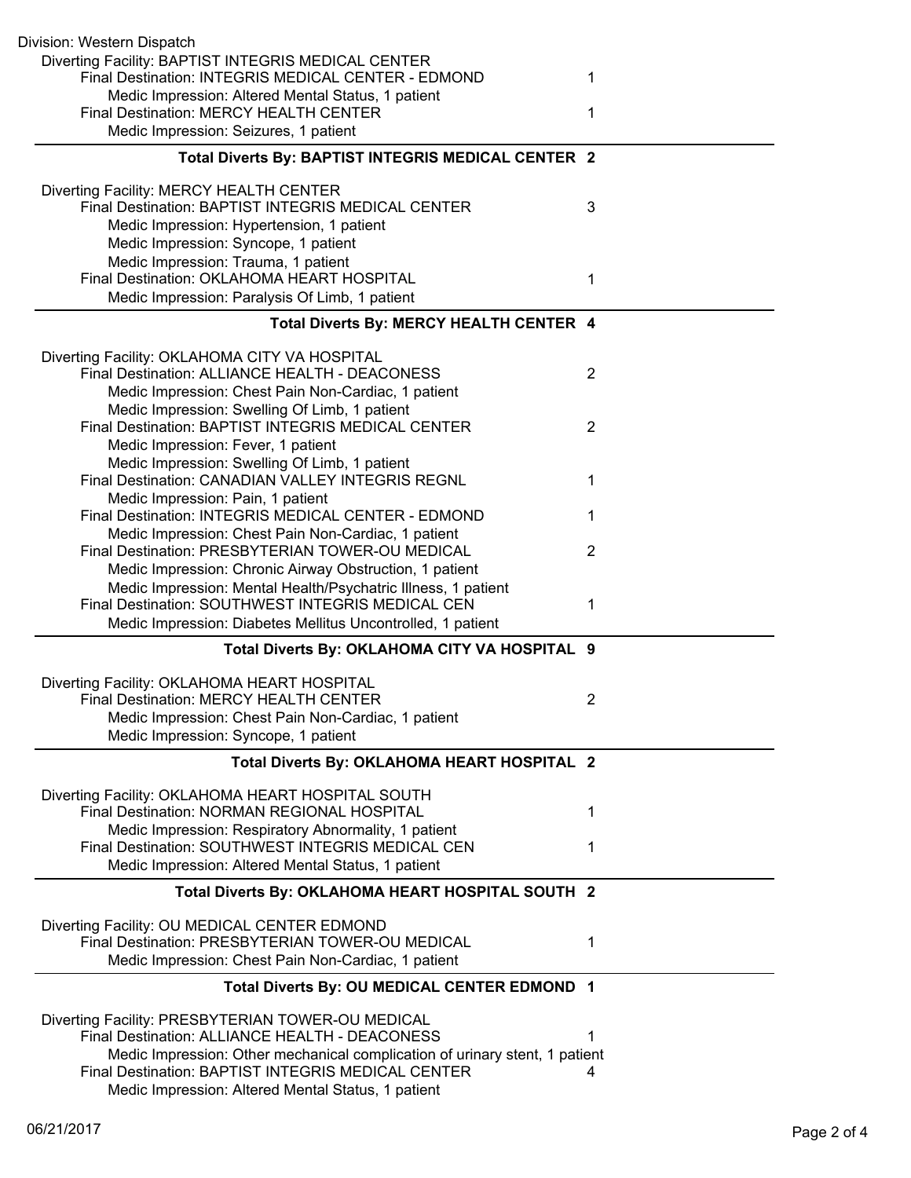Division: Western Dispatch

Diverting Facility: BAPTIST INTEGRIS MEDICAL CENTER

| | |
|---|---|
| Final Destination: INTEGRIS MEDICAL CENTER - EDMOND | 1 |
| Medic Impression: Altered Mental Status, 1 patient | |
| Final Destination: MERCY HEALTH CENTER | 1 |
| Medic Impression: Seizures, 1 patient | |
| **Total Diverts By: BAPTIST INTEGRIS MEDICAL CENTER** | **2** |

Diverting Facility: MERCY HEALTH CENTER

| | |
|---|---|
| Final Destination: BAPTIST INTEGRIS MEDICAL CENTER | 3 |
| Medic Impression: Hypertension, 1 patient | |
| Medic Impression: Syncope, 1 patient | |
| Medic Impression: Trauma, 1 patient | |
| Final Destination: OKLAHOMA HEART HOSPITAL | 1 |
| Medic Impression: Paralysis Of Limb, 1 patient | |
| **Total Diverts By: MERCY HEALTH CENTER** | **4** |

Diverting Facility: OKLAHOMA CITY VA HOSPITAL

| | |
|---|---|
| Final Destination: ALLIANCE HEALTH - DEACONESS | 2 |
| Medic Impression: Chest Pain Non-Cardiac, 1 patient | |
| Medic Impression: Swelling Of Limb, 1 patient | |
| Final Destination: BAPTIST INTEGRIS MEDICAL CENTER | 2 |
| Medic Impression: Fever, 1 patient | |
| Medic Impression: Swelling Of Limb, 1 patient | |
| Final Destination: CANADIAN VALLEY INTEGRIS REGNL | 1 |
| Medic Impression: Pain, 1 patient | |
| Final Destination: INTEGRIS MEDICAL CENTER - EDMOND | 1 |
| Medic Impression: Chest Pain Non-Cardiac, 1 patient | |
| Final Destination: PRESBYTERIAN TOWER-OU MEDICAL | 2 |
| Medic Impression: Chronic Airway Obstruction, 1 patient | |
| Medic Impression: Mental Health/Psychatric Illness, 1 patient | |
| Final Destination: SOUTHWEST INTEGRIS MEDICAL CEN | 1 |
| Medic Impression: Diabetes Mellitus Uncontrolled, 1 patient | |
| **Total Diverts By: OKLAHOMA CITY VA HOSPITAL** | **9** |

Diverting Facility: OKLAHOMA HEART HOSPITAL

| | |
|---|---|
| Final Destination: MERCY HEALTH CENTER | 2 |
| Medic Impression: Chest Pain Non-Cardiac, 1 patient | |
| Medic Impression: Syncope, 1 patient | |
| **Total Diverts By: OKLAHOMA HEART HOSPITAL** | **2** |

Diverting Facility: OKLAHOMA HEART HOSPITAL SOUTH

| | |
|---|---|
| Final Destination: NORMAN REGIONAL HOSPITAL | 1 |
| Medic Impression: Respiratory Abnormality, 1 patient | |
| Final Destination: SOUTHWEST INTEGRIS MEDICAL CEN | 1 |
| Medic Impression: Altered Mental Status, 1 patient | |
| **Total Diverts By: OKLAHOMA HEART HOSPITAL SOUTH** | **2** |

Diverting Facility: OU MEDICAL CENTER EDMOND

| | |
|---|---|
| Final Destination: PRESBYTERIAN TOWER-OU MEDICAL | 1 |
| Medic Impression: Chest Pain Non-Cardiac, 1 patient | |
| **Total Diverts By: OU MEDICAL CENTER EDMOND** | **1** |

Diverting Facility: PRESBYTERIAN TOWER-OU MEDICAL

| | |
|---|---|
| Final Destination: ALLIANCE HEALTH - DEACONESS | 1 |
| Medic Impression: Other mechanical complication of urinary stent, 1 patient | |
| Final Destination: BAPTIST INTEGRIS MEDICAL CENTER | 4 |
| Medic Impression: Altered Mental Status, 1 patient | |

06/21/2017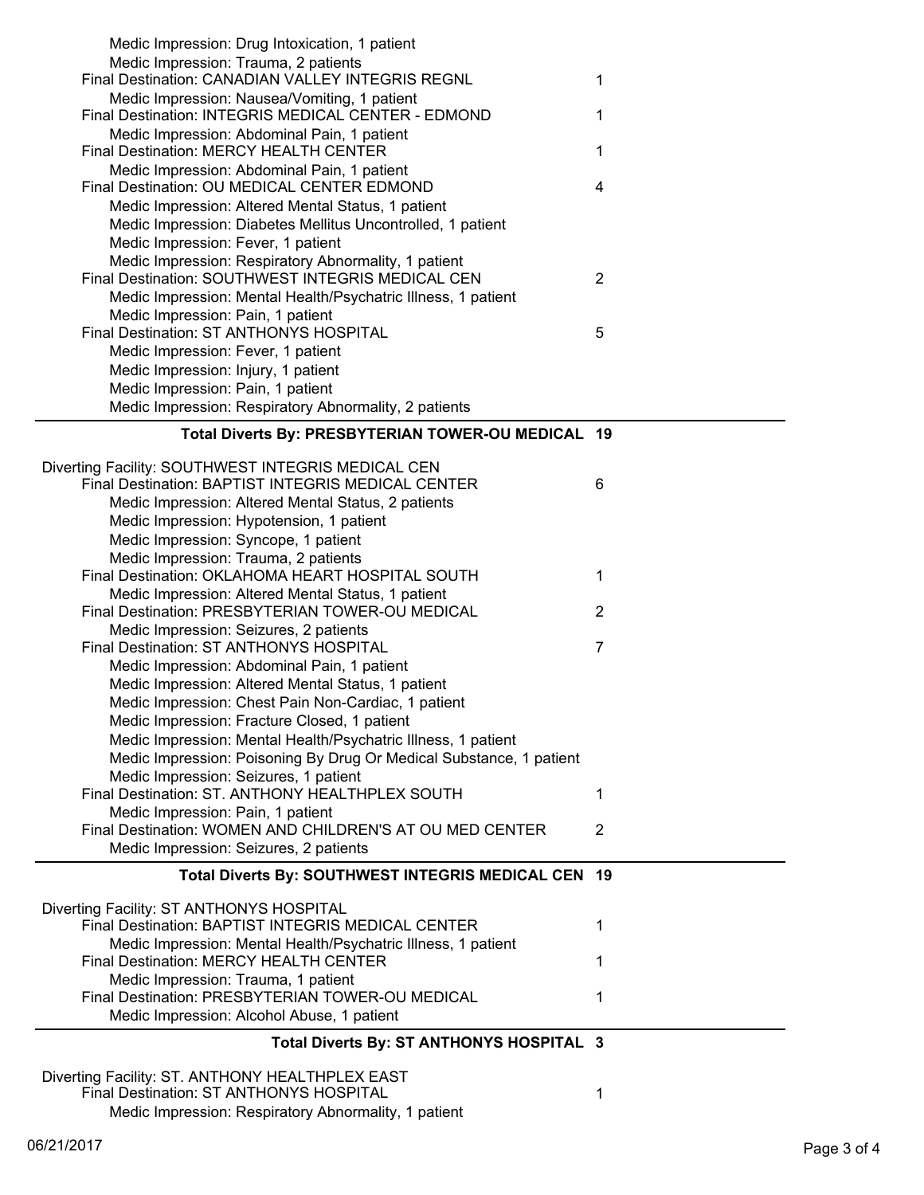Medic Impression: Drug Intoxication, 1 patient
Medic Impression: Trauma, 2 patients

Final Destination: CANADIAN VALLEY INTEGRIS REGNL — 1

Medic Impression: Nausea/Vomiting, 1 patient

Final Destination: INTEGRIS MEDICAL CENTER - EDMOND — 1

Medic Impression: Abdominal Pain, 1 patient

Final Destination: MERCY HEALTH CENTER — 1

Medic Impression: Abdominal Pain, 1 patient

Final Destination: OU MEDICAL CENTER EDMOND — 4

Medic Impression: Altered Mental Status, 1 patient
Medic Impression: Diabetes Mellitus Uncontrolled, 1 patient
Medic Impression: Fever, 1 patient
Medic Impression: Respiratory Abnormality, 1 patient

Final Destination: SOUTHWEST INTEGRIS MEDICAL CEN — 2

Medic Impression: Mental Health/Psychatric Illness, 1 patient
Medic Impression: Pain, 1 patient

Final Destination: ST ANTHONYS HOSPITAL — 5

Medic Impression: Fever, 1 patient
Medic Impression: Injury, 1 patient
Medic Impression: Pain, 1 patient
Medic Impression: Respiratory Abnormality, 2 patients

**Total Diverts By: PRESBYTERIAN TOWER-OU MEDICAL 19**

---

Diverting Facility: SOUTHWEST INTEGRIS MEDICAL CEN

Final Destination: BAPTIST INTEGRIS MEDICAL CENTER — 6

Medic Impression: Altered Mental Status, 2 patients
Medic Impression: Hypotension, 1 patient
Medic Impression: Syncope, 1 patient
Medic Impression: Trauma, 2 patients

Final Destination: OKLAHOMA HEART HOSPITAL SOUTH — 1

Medic Impression: Altered Mental Status, 1 patient

Final Destination: PRESBYTERIAN TOWER-OU MEDICAL — 2

Medic Impression: Seizures, 2 patients

Final Destination: ST ANTHONYS HOSPITAL — 7

Medic Impression: Abdominal Pain, 1 patient
Medic Impression: Altered Mental Status, 1 patient
Medic Impression: Chest Pain Non-Cardiac, 1 patient
Medic Impression: Fracture Closed, 1 patient
Medic Impression: Mental Health/Psychatric Illness, 1 patient
Medic Impression: Poisoning By Drug Or Medical Substance, 1 patient
Medic Impression: Seizures, 1 patient

Final Destination: ST. ANTHONY HEALTHPLEX SOUTH — 1

Medic Impression: Pain, 1 patient

Final Destination: WOMEN AND CHILDREN'S AT OU MED CENTER — 2

Medic Impression: Seizures, 2 patients

**Total Diverts By: SOUTHWEST INTEGRIS MEDICAL CEN 19**

---

Diverting Facility: ST ANTHONYS HOSPITAL

Final Destination: BAPTIST INTEGRIS MEDICAL CENTER — 1

Medic Impression: Mental Health/Psychatric Illness, 1 patient

Final Destination: MERCY HEALTH CENTER — 1

Medic Impression: Trauma, 1 patient

Final Destination: PRESBYTERIAN TOWER-OU MEDICAL — 1

Medic Impression: Alcohol Abuse, 1 patient

**Total Diverts By: ST ANTHONYS HOSPITAL 3**

---

Diverting Facility: ST. ANTHONY HEALTHPLEX EAST

Final Destination: ST ANTHONYS HOSPITAL — 1

Medic Impression: Respiratory Abnormality, 1 patient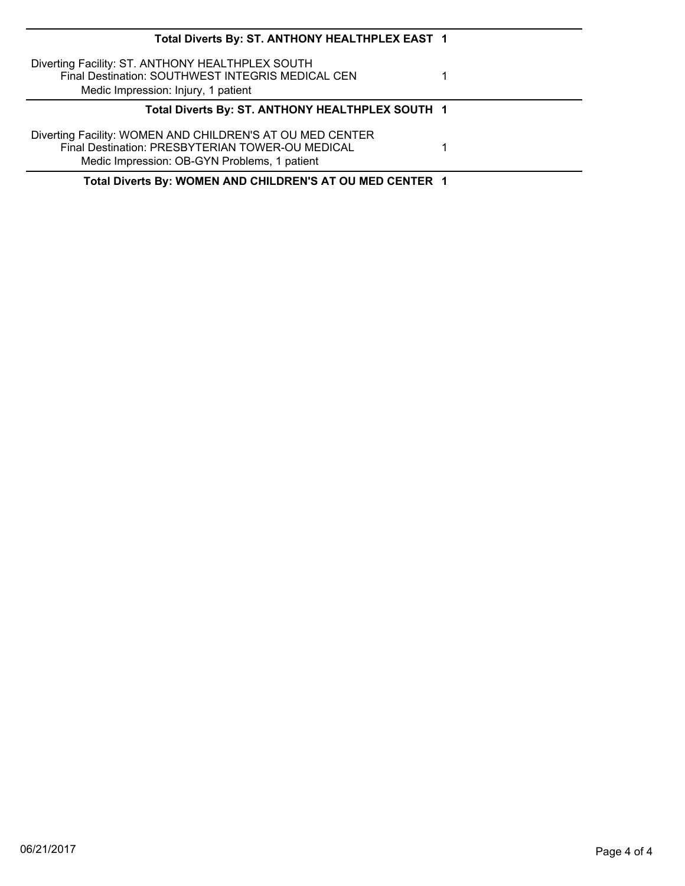**Total Diverts By: ST. ANTHONY HEALTHPLEX EAST 1**

Diverting Facility: ST. ANTHONY HEALTHPLEX SOUTH
Final Destination: SOUTHWEST INTEGRIS MEDICAL CEN 1
Medic Impression: Injury, 1 patient

**Total Diverts By: ST. ANTHONY HEALTHPLEX SOUTH 1**

Diverting Facility: WOMEN AND CHILDREN'S AT OU MED CENTER
Final Destination: PRESBYTERIAN TOWER-OU MEDICAL 1
Medic Impression: OB-GYN Problems, 1 patient

**Total Diverts By: WOMEN AND CHILDREN'S AT OU MED CENTER 1**

06/21/2017